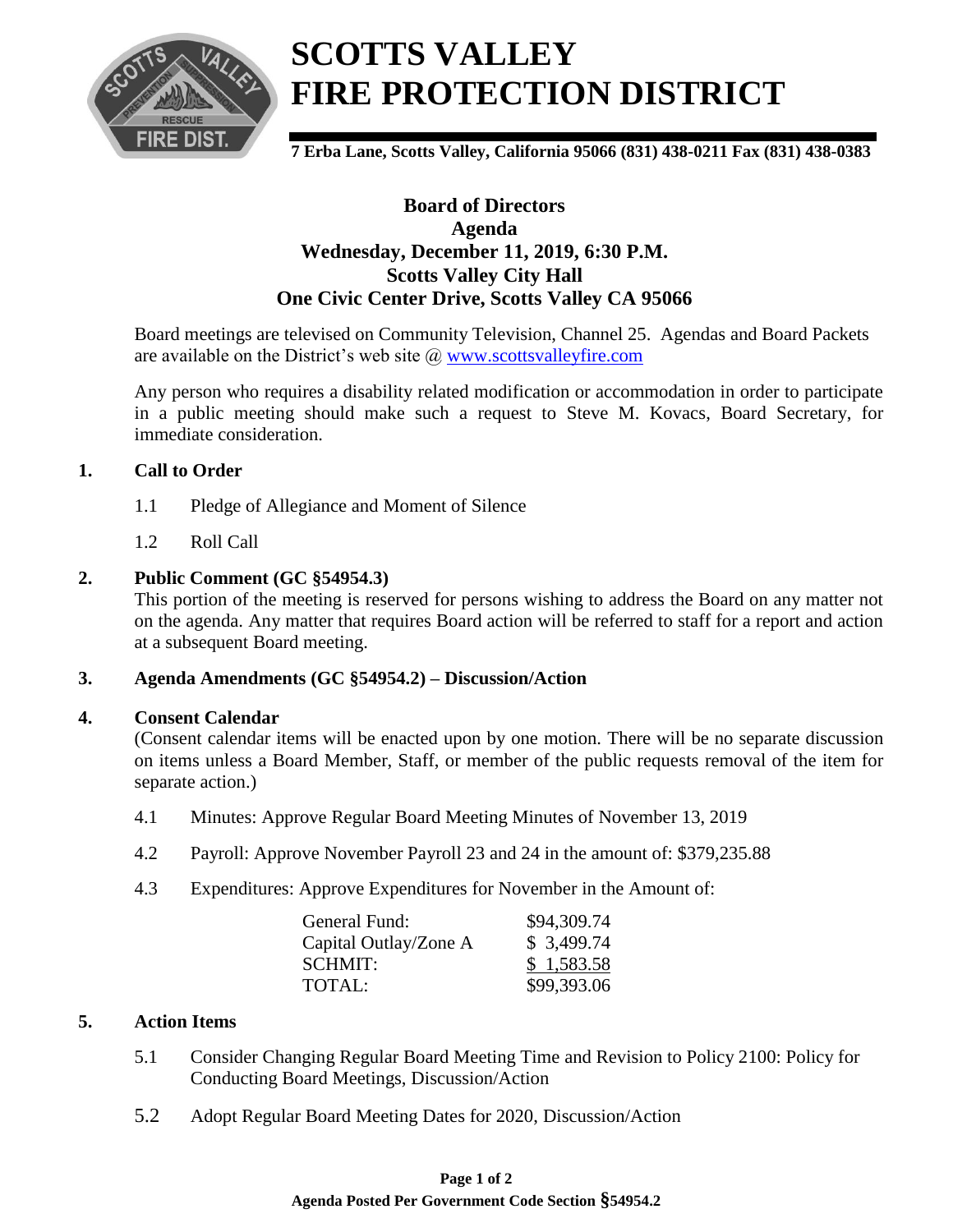# SCOTTS VALLEY FIRE PROTECTION DISTRICT

**7 Erba Lane, Scotts Valley, California 95066 (831) 438-0211 Fax (831) 438-0383**

## Board of Directors
## Agenda
## Wednesday, December 11, 2019, 6:30 P.M.
## Scotts Valley City Hall
## One Civic Center Drive, Scotts Valley CA 95066

Board meetings are televised on Community Television, Channel 25. Agendas and Board Packets are available on the District's web site @ www.scottsvalleyfire.com

Any person who requires a disability related modification or accommodation in order to participate in a public meeting should make such a request to Steve M. Kovacs, Board Secretary, for immediate consideration.

**1. Call to Order**

1.1 Pledge of Allegiance and Moment of Silence

1.2 Roll Call

**2. Public Comment (GC §54954.3)**

This portion of the meeting is reserved for persons wishing to address the Board on any matter not on the agenda. Any matter that requires Board action will be referred to staff for a report and action at a subsequent Board meeting.

**3. Agenda Amendments (GC §54954.2) – Discussion/Action**

**4. Consent Calendar**

(Consent calendar items will be enacted upon by one motion. There will be no separate discussion on items unless a Board Member, Staff, or member of the public requests removal of the item for separate action.)

4.1 Minutes: Approve Regular Board Meeting Minutes of November 13, 2019

4.2 Payroll: Approve November Payroll 23 and 24 in the amount of: $379,235.88

4.3 Expenditures: Approve Expenditures for November in the Amount of:

| | |
|---|---|
| General Fund: | $94,309.74 |
| Capital Outlay/Zone A | $ 3,499.74 |
| SCHMIT: | $ 1,583.58 |
| TOTAL: | $99,393.06 |

**5. Action Items**

5.1 Consider Changing Regular Board Meeting Time and Revision to Policy 2100: Policy for Conducting Board Meetings, Discussion/Action

5.2 Adopt Regular Board Meeting Dates for 2020, Discussion/Action

**Agenda Posted Per Government Code Section §54954.2**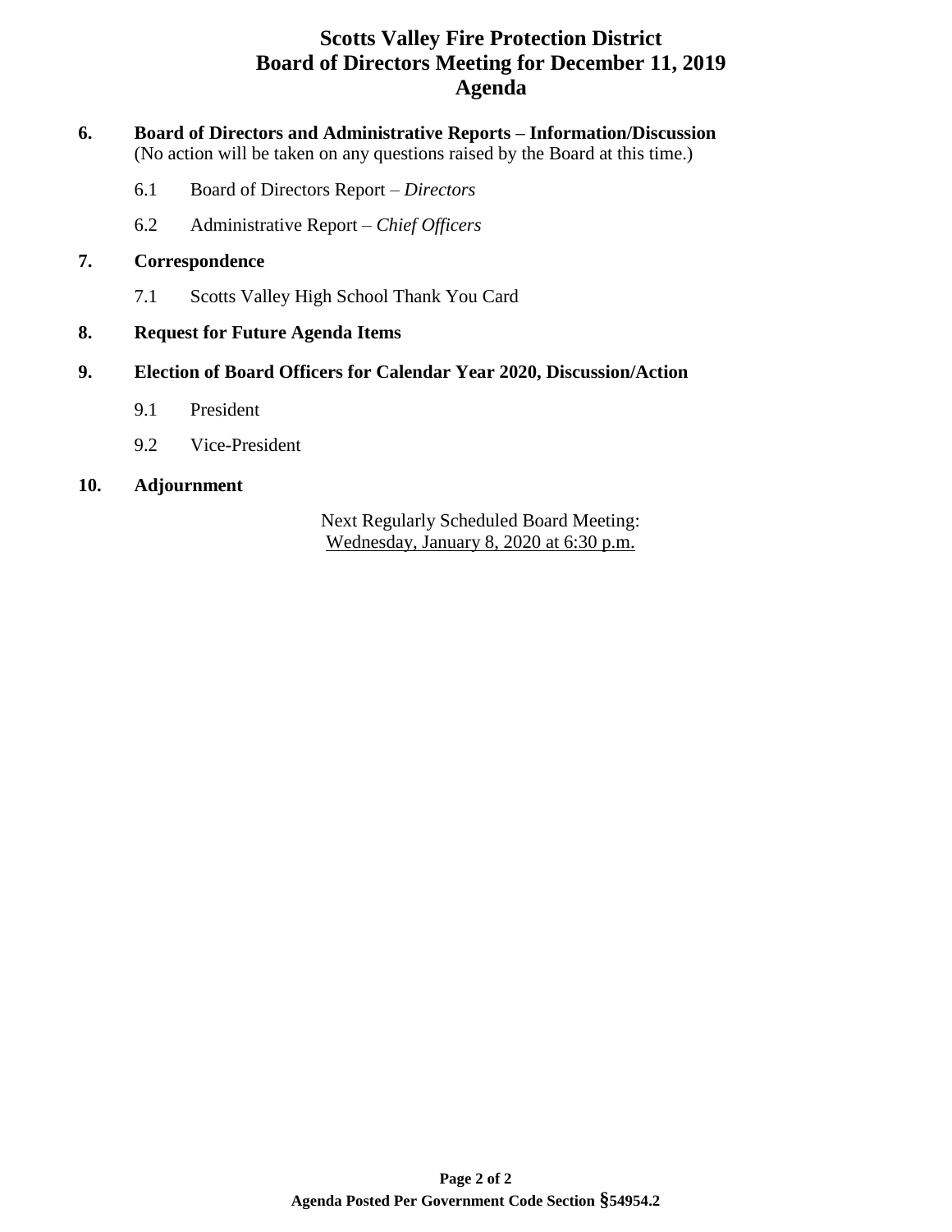# Scotts Valley Fire Protection District
## Board of Directors Meeting for December 11, 2019
## Agenda

**6. Board of Directors and Administrative Reports – Information/Discussion**
(No action will be taken on any questions raised by the Board at this time.)

6.1 Board of Directors Report – *Directors*

6.2 Administrative Report – *Chief Officers*

**7. Correspondence**

7.1 Scotts Valley High School Thank You Card

**8. Request for Future Agenda Items**

**9. Election of Board Officers for Calendar Year 2020, Discussion/Action**

9.1 President

9.2 Vice-President

**10. Adjournment**

Next Regularly Scheduled Board Meeting:
Wednesday, January 8, 2020 at 6:30 p.m.

**Agenda Posted Per Government Code Section §54954.2**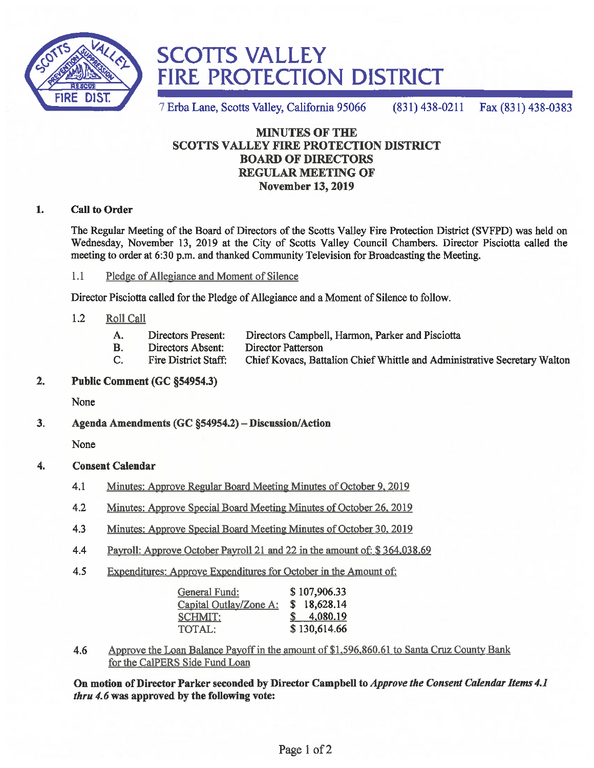# SCOTTS VALLEY FIRE PROTECTION DISTRICT

7 Erba Lane, Scotts Valley, California 95066 (831) 438-0211 Fax (831) 438-0383

**MINUTES OF THE
SCOTTS VALLEY FIRE PROTECTION DISTRICT
BOARD OF DIRECTORS
REGULAR MEETING OF
November 13, 2019**

## 1. Call to Order

The Regular Meeting of the Board of Directors of the Scotts Valley Fire Protection District (SVFPD) was held on Wednesday, November 13, 2019 at the City of Scotts Valley Council Chambers. Director Pisciotta called the meeting to order at 6:30 p.m. and thanked Community Television for Broadcasting the Meeting.

1.1 Pledge of Allegiance and Moment of Silence

Director Pisciotta called for the Pledge of Allegiance and a Moment of Silence to follow.

1.2 Roll Call

- A. Directors Present: Directors Campbell, Harmon, Parker and Pisciotta
- B. Directors Absent: Director Patterson
- C. Fire District Staff: Chief Kovacs, Battalion Chief Whittle and Administrative Secretary Walton

## 2. Public Comment (GC §54954.3)

None

## 3. Agenda Amendments (GC §54954.2) – Discussion/Action

None

## 4. Consent Calendar

4.1 Minutes: Approve Regular Board Meeting Minutes of October 9, 2019

4.2 Minutes: Approve Special Board Meeting Minutes of October 26, 2019

4.3 Minutes: Approve Special Board Meeting Minutes of October 30, 2019

4.4 Payroll: Approve October Payroll 21 and 22 in the amount of: $ 364,038.69

4.5 Expenditures: Approve Expenditures for October in the Amount of:

| | |
|---|---|
| General Fund: | $ 107,906.33 |
| Capital Outlay/Zone A: | $ 18,628.14 |
| SCHMIT: | $ 4,080.19 |
| TOTAL: | $ 130,614.66 |

4.6 Approve the Loan Balance Payoff in the amount of $1,596,860.61 to Santa Cruz County Bank for the CalPERS Side Fund Loan

**On motion of Director Parker seconded by Director Campbell to *Approve the Consent Calendar Items 4.1 thru 4.6* was approved by the following vote:**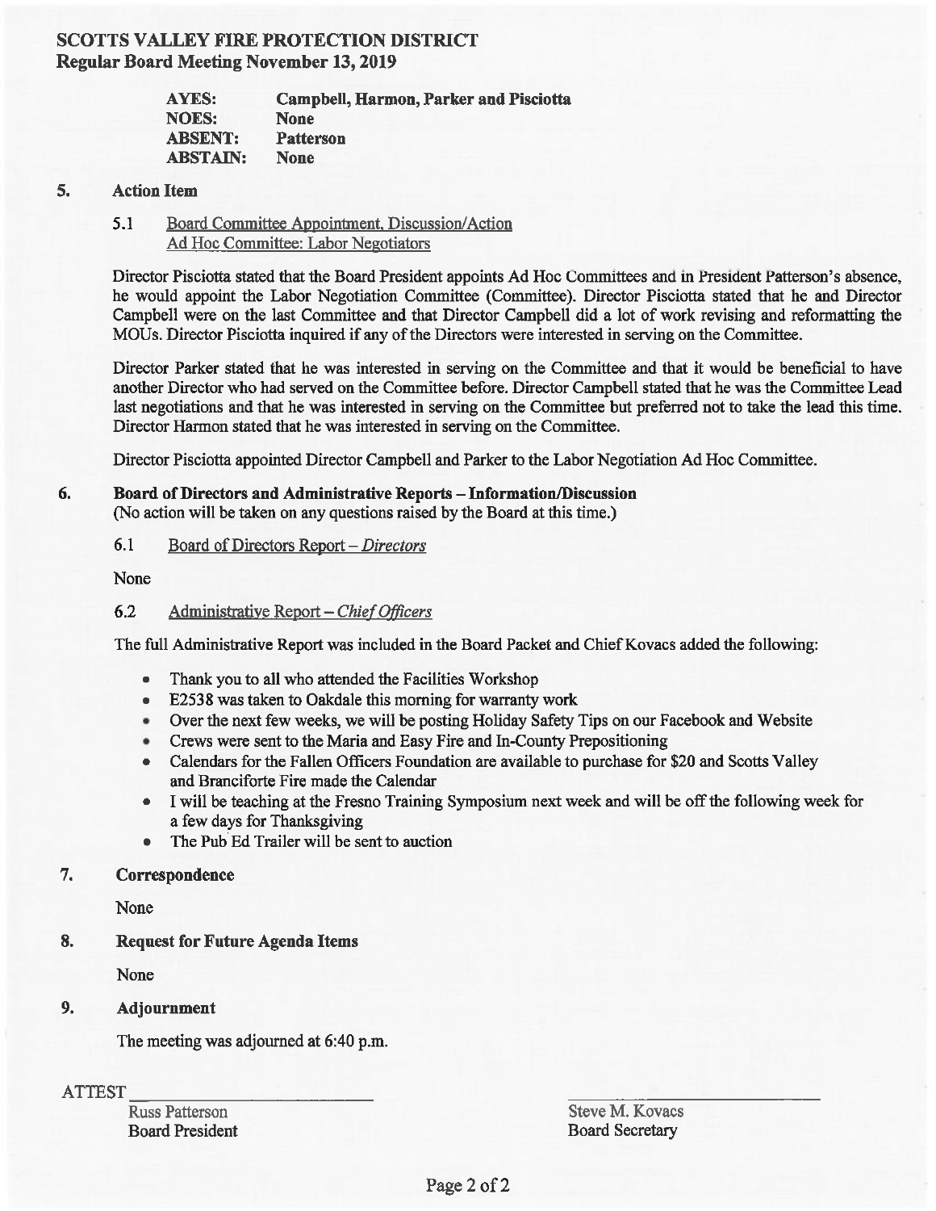**SCOTTS VALLEY FIRE PROTECTION DISTRICT**
**Regular Board Meeting November 13, 2019**

| | |
|---|---|
| **AYES:** | **Campbell, Harmon, Parker and Pisciotta** |
| **NOES:** | **None** |
| **ABSENT:** | **Patterson** |
| **ABSTAIN:** | **None** |

## 5. Action Item

5.1 Board Committee Appointment, Discussion/Action
Ad Hoc Committee: Labor Negotiators

Director Pisciotta stated that the Board President appoints Ad Hoc Committees and in President Patterson's absence, he would appoint the Labor Negotiation Committee (Committee). Director Pisciotta stated that he and Director Campbell were on the last Committee and that Director Campbell did a lot of work revising and reformatting the MOUs. Director Pisciotta inquired if any of the Directors were interested in serving on the Committee.

Director Parker stated that he was interested in serving on the Committee and that it would be beneficial to have another Director who had served on the Committee before. Director Campbell stated that he was the Committee Lead last negotiations and that he was interested in serving on the Committee but preferred not to take the lead this time. Director Harmon stated that he was interested in serving on the Committee.

Director Pisciotta appointed Director Campbell and Parker to the Labor Negotiation Ad Hoc Committee.

## 6. Board of Directors and Administrative Reports – Information/Discussion

(No action will be taken on any questions raised by the Board at this time.)

6.1 Board of Directors Report – *Directors*

None

6.2 Administrative Report – *Chief Officers*

The full Administrative Report was included in the Board Packet and Chief Kovacs added the following:

- Thank you to all who attended the Facilities Workshop
- E2538 was taken to Oakdale this morning for warranty work
- Over the next few weeks, we will be posting Holiday Safety Tips on our Facebook and Website
- Crews were sent to the Maria and Easy Fire and In-County Prepositioning
- Calendars for the Fallen Officers Foundation are available to purchase for $20 and Scotts Valley and Branciforte Fire made the Calendar
- I will be teaching at the Fresno Training Symposium next week and will be off the following week for a few days for Thanksgiving
- The Pub Ed Trailer will be sent to auction

## 7. Correspondence

None

## 8. Request for Future Agenda Items

None

## 9. Adjournment

The meeting was adjourned at 6:40 p.m.

ATTEST ______________________

Russ Patterson
Board President

______________________

Steve M. Kovacs
Board Secretary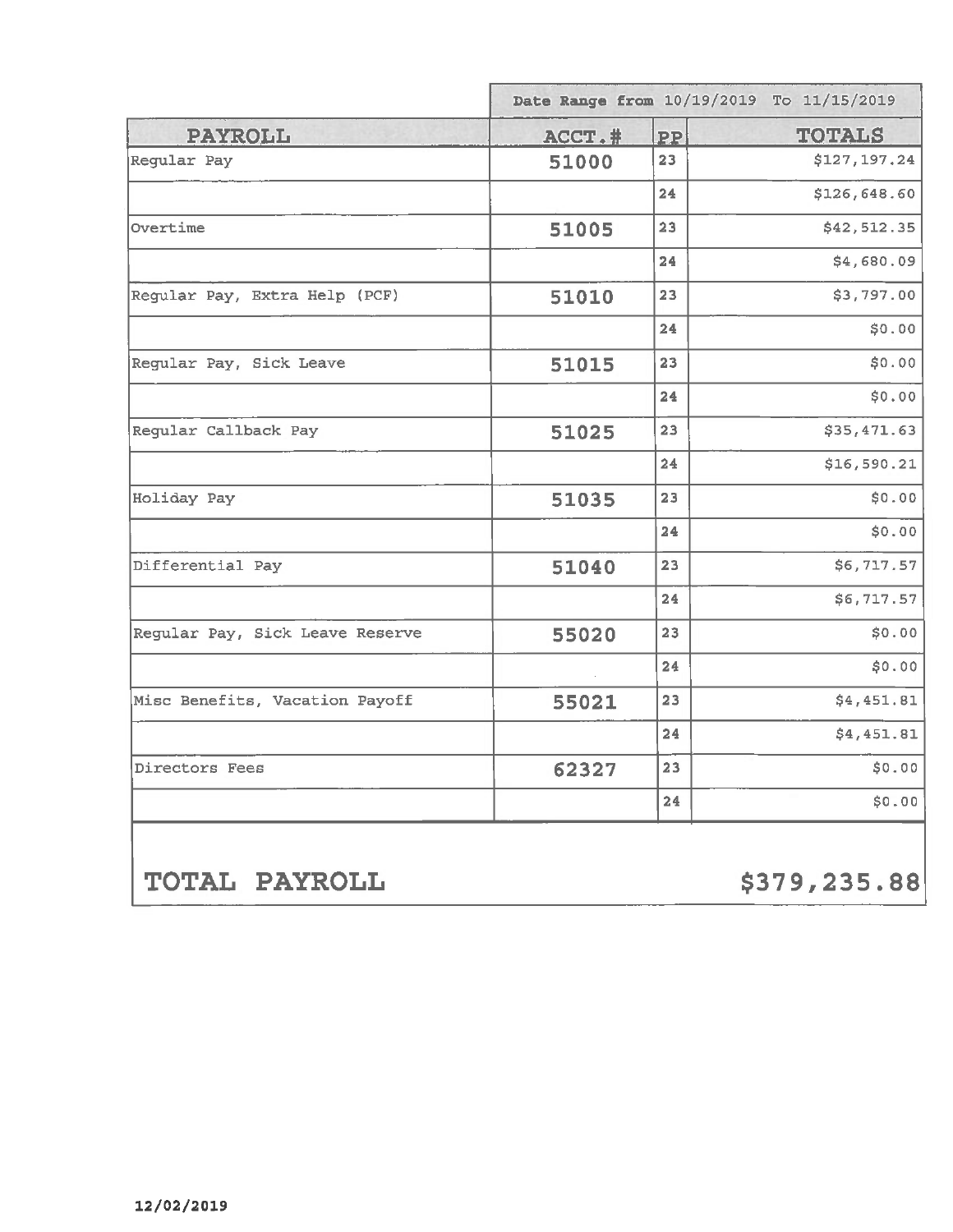| PAYROLL | ACCT. # | PP | TOTALS |
|---|---|---|---|
| | Date Range from 10/19/2019 To 11/15/2019 | | |
| Regular Pay | 51000 | 23 | $127,197.24 |
| | | 24 | $126,648.60 |
| Overtime | 51005 | 23 | $42,512.35 |
| | | 24 | $4,680.09 |
| Regular Pay, Extra Help (PCF) | 51010 | 23 | $3,797.00 |
| | | 24 | $0.00 |
| Regular Pay, Sick Leave | 51015 | 23 | $0.00 |
| | | 24 | $0.00 |
| Regular Callback Pay | 51025 | 23 | $35,471.63 |
| | | 24 | $16,590.21 |
| Holiday Pay | 51035 | 23 | $0.00 |
| | | 24 | $0.00 |
| Differential Pay | 51040 | 23 | $6,717.57 |
| | | 24 | $6,717.57 |
| Regular Pay, Sick Leave Reserve | 55020 | 23 | $0.00 |
| | | 24 | $0.00 |
| Misc Benefits, Vacation Payoff | 55021 | 23 | $4,451.81 |
| | | 24 | $4,451.81 |
| Directors Fees | 62327 | 23 | $0.00 |
| | | 24 | $0.00 |
| **TOTAL PAYROLL** | | | **$379,235.88** |

12/02/2019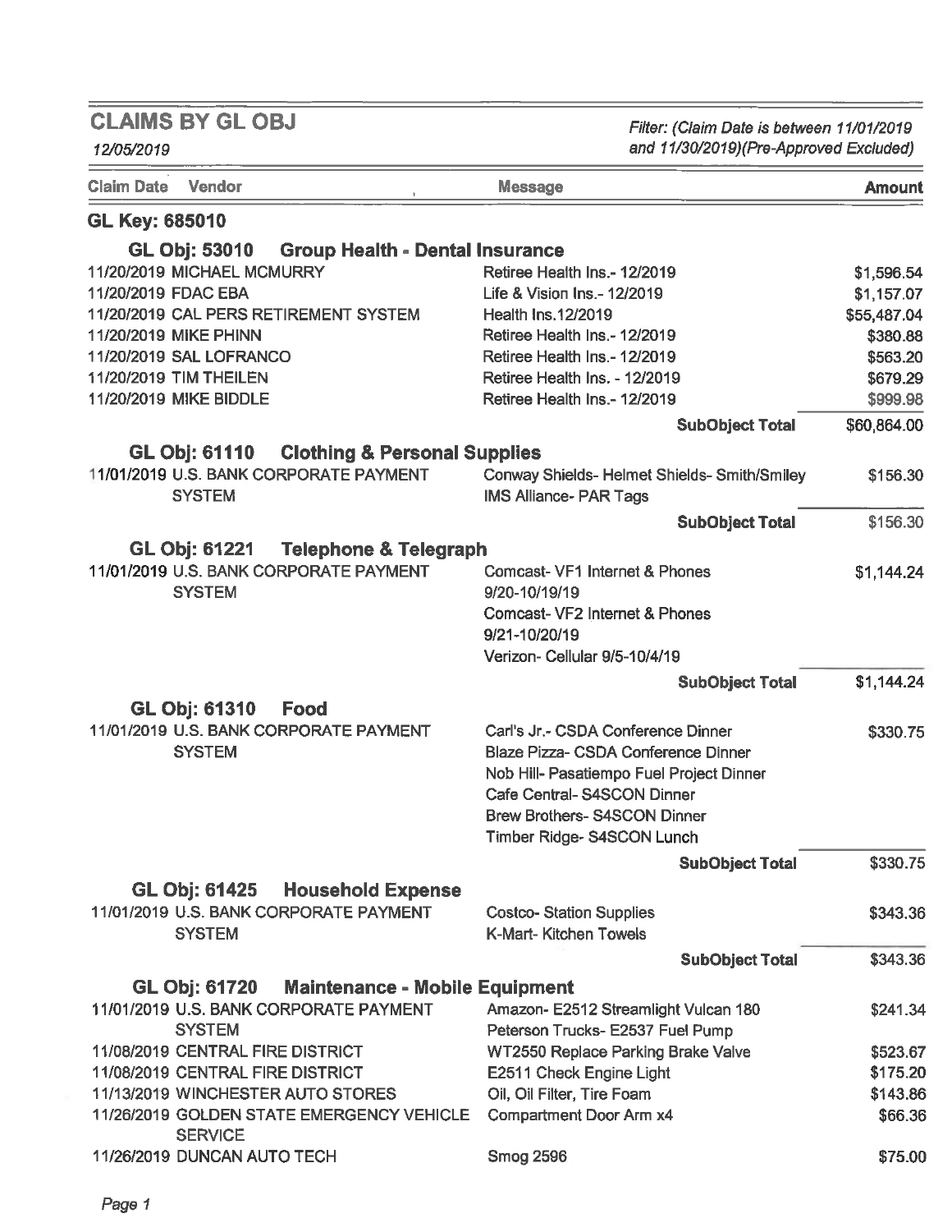## CLAIMS BY GL OBJ

*12/05/2019*

*Filter: (Claim Date is between 11/01/2019 and 11/30/2019)(Pre-Approved Excluded)*

| Claim Date | Vendor | Message | Amount |
|---|---|---|---|
| **GL Key: 685010** | | | |
| **GL Obj: 53010 Group Health - Dental Insurance** | | | |
| 11/20/2019 | MICHAEL MCMURRY | Retiree Health Ins.- 12/2019 | $1,596.54 |
| 11/20/2019 | FDAC EBA | Life & Vision Ins.- 12/2019 | $1,157.07 |
| 11/20/2019 | CAL PERS RETIREMENT SYSTEM | Health Ins.12/2019 | $55,487.04 |
| 11/20/2019 | MIKE PHINN | Retiree Health Ins.- 12/2019 | $380.88 |
| 11/20/2019 | SAL LOFRANCO | Retiree Health Ins.- 12/2019 | $563.20 |
| 11/20/2019 | TIM THEILEN | Retiree Health Ins. - 12/2019 | $679.29 |
| 11/20/2019 | MIKE BIDDLE | Retiree Health Ins.- 12/2019 | $999.98 |
| | | **SubObject Total** | $60,864.00 |
| **GL Obj: 61110 Clothing & Personal Supplies** | | | |
| 11/01/2019 | U.S. BANK CORPORATE PAYMENT SYSTEM | Conway Shields- Helmet Shields- Smith/Smiley<br>IMS Alliance- PAR Tags | $156.30 |
| | | **SubObject Total** | $156.30 |
| **GL Obj: 61221 Telephone & Telegraph** | | | |
| 11/01/2019 | U.S. BANK CORPORATE PAYMENT SYSTEM | Comcast- VF1 Internet & Phones 9/20-10/19/19<br>Comcast- VF2 Internet & Phones 9/21-10/20/19<br>Verizon- Cellular 9/5-10/4/19 | $1,144.24 |
| | | **SubObject Total** | $1,144.24 |
| **GL Obj: 61310 Food** | | | |
| 11/01/2019 | U.S. BANK CORPORATE PAYMENT SYSTEM | Carl's Jr.- CSDA Conference Dinner<br>Blaze Pizza- CSDA Conference Dinner<br>Nob Hill- Pasatiempo Fuel Project Dinner<br>Cafe Central- S4SCON Dinner<br>Brew Brothers- S4SCON Dinner<br>Timber Ridge- S4SCON Lunch | $330.75 |
| | | **SubObject Total** | $330.75 |
| **GL Obj: 61425 Household Expense** | | | |
| 11/01/2019 | U.S. BANK CORPORATE PAYMENT SYSTEM | Costco- Station Supplies<br>K-Mart- Kitchen Towels | $343.36 |
| | | **SubObject Total** | $343.36 |
| **GL Obj: 61720 Maintenance - Mobile Equipment** | | | |
| 11/01/2019 | U.S. BANK CORPORATE PAYMENT SYSTEM | Amazon- E2512 Streamlight Vulcan 180<br>Peterson Trucks- E2537 Fuel Pump | $241.34 |
| 11/08/2019 | CENTRAL FIRE DISTRICT | WT2550 Replace Parking Brake Valve | $523.67 |
| 11/08/2019 | CENTRAL FIRE DISTRICT | E2511 Check Engine Light | $175.20 |
| 11/13/2019 | WINCHESTER AUTO STORES | Oil, Oil Filter, Tire Foam | $143.86 |
| 11/26/2019 | GOLDEN STATE EMERGENCY VEHICLE SERVICE | Compartment Door Arm x4 | $66.36 |
| 11/26/2019 | DUNCAN AUTO TECH | Smog 2596 | $75.00 |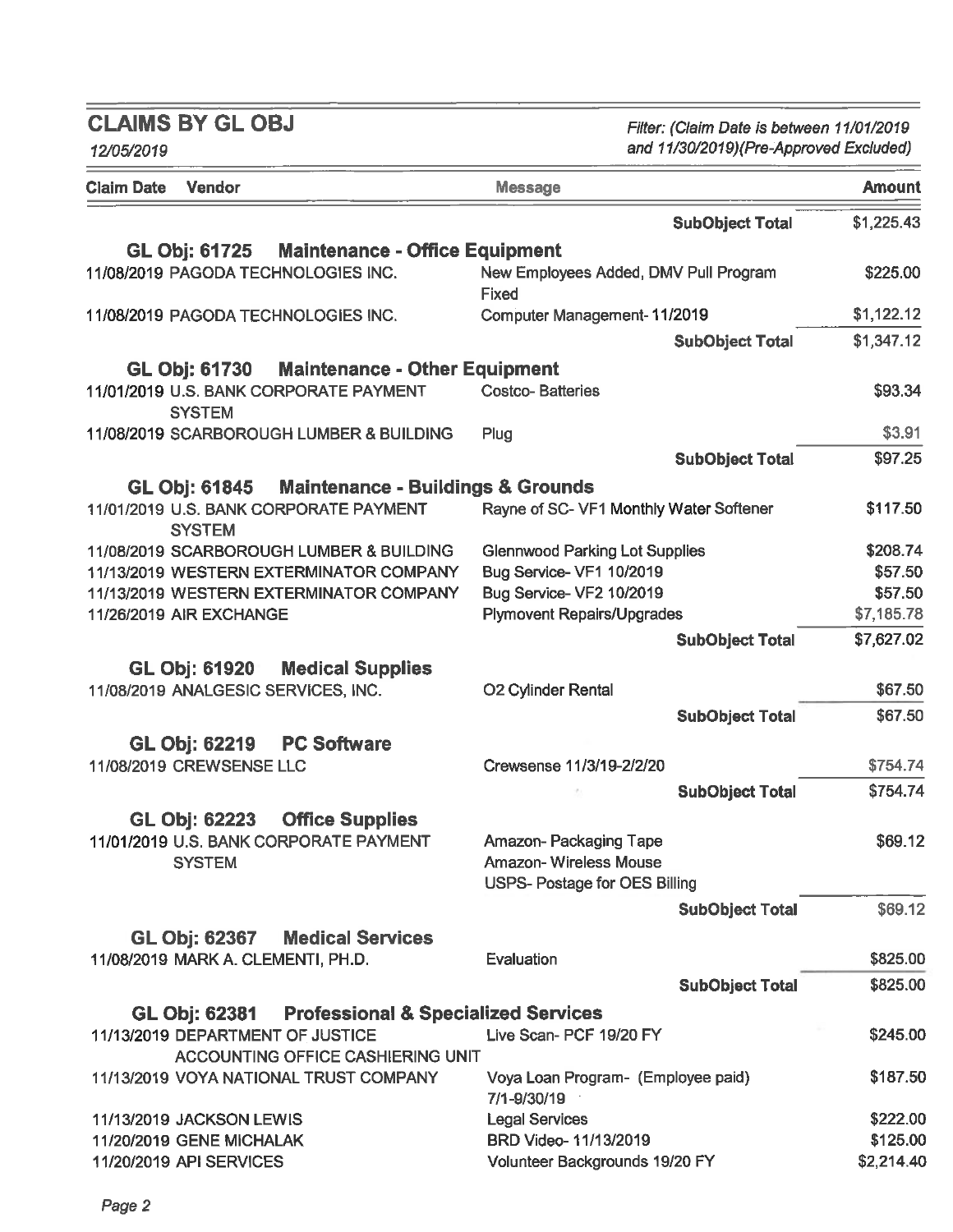## CLAIMS BY GL OBJ

*12/05/2019*

*Filter: (Claim Date is between 11/01/2019 and 11/30/2019)(Pre-Approved Excluded)*

| Claim Date | Vendor | Message | Amount |
|---|---|---|---|
| | | **SubObject Total** | $1,225.43 |
| **GL Obj: 61725** | **Maintenance - Office Equipment** | | |
| 11/08/2019 | PAGODA TECHNOLOGIES INC. | New Employees Added, DMV Pull Program Fixed | $225.00 |
| 11/08/2019 | PAGODA TECHNOLOGIES INC. | Computer Management- 11/2019 | $1,122.12 |
| | | **SubObject Total** | $1,347.12 |
| **GL Obj: 61730** | **Maintenance - Other Equipment** | | |
| 11/01/2019 | U.S. BANK CORPORATE PAYMENT SYSTEM | Costco- Batteries | $93.34 |
| 11/08/2019 | SCARBOROUGH LUMBER & BUILDING | Plug | $3.91 |
| | | **SubObject Total** | $97.25 |
| **GL Obj: 61845** | **Maintenance - Buildings & Grounds** | | |
| 11/01/2019 | U.S. BANK CORPORATE PAYMENT SYSTEM | Rayne of SC- VF1 Monthly Water Softener | $117.50 |
| 11/08/2019 | SCARBOROUGH LUMBER & BUILDING | Glennwood Parking Lot Supplies | $208.74 |
| 11/13/2019 | WESTERN EXTERMINATOR COMPANY | Bug Service- VF1 10/2019 | $57.50 |
| 11/13/2019 | WESTERN EXTERMINATOR COMPANY | Bug Service- VF2 10/2019 | $57.50 |
| 11/26/2019 | AIR EXCHANGE | Plymovent Repairs/Upgrades | $7,185.78 |
| | | **SubObject Total** | $7,627.02 |
| **GL Obj: 61920** | **Medical Supplies** | | |
| 11/08/2019 | ANALGESIC SERVICES, INC. | O2 Cylinder Rental | $67.50 |
| | | **SubObject Total** | $67.50 |
| **GL Obj: 62219** | **PC Software** | | |
| 11/08/2019 | CREWSENSE LLC | Crewsense 11/3/19-2/2/20 | $754.74 |
| | | **SubObject Total** | $754.74 |
| **GL Obj: 62223** | **Office Supplies** | | |
| 11/01/2019 | U.S. BANK CORPORATE PAYMENT SYSTEM | Amazon- Packaging Tape<br>Amazon- Wireless Mouse<br>USPS- Postage for OES Billing | $69.12 |
| | | **SubObject Total** | $69.12 |
| **GL Obj: 62367** | **Medical Services** | | |
| 11/08/2019 | MARK A. CLEMENTI, PH.D. | Evaluation | $825.00 |
| | | **SubObject Total** | $825.00 |
| **GL Obj: 62381** | **Professional & Specialized Services** | | |
| 11/13/2019 | DEPARTMENT OF JUSTICE ACCOUNTING OFFICE CASHIERING UNIT | Live Scan- PCF 19/20 FY | $245.00 |
| 11/13/2019 | VOYA NATIONAL TRUST COMPANY | Voya Loan Program- (Employee paid) 7/1-9/30/19 | $187.50 |
| 11/13/2019 | JACKSON LEWIS | Legal Services | $222.00 |
| 11/20/2019 | GENE MICHALAK | BRD Video- 11/13/2019 | $125.00 |
| 11/20/2019 | API SERVICES | Volunteer Backgrounds 19/20 FY | $2,214.40 |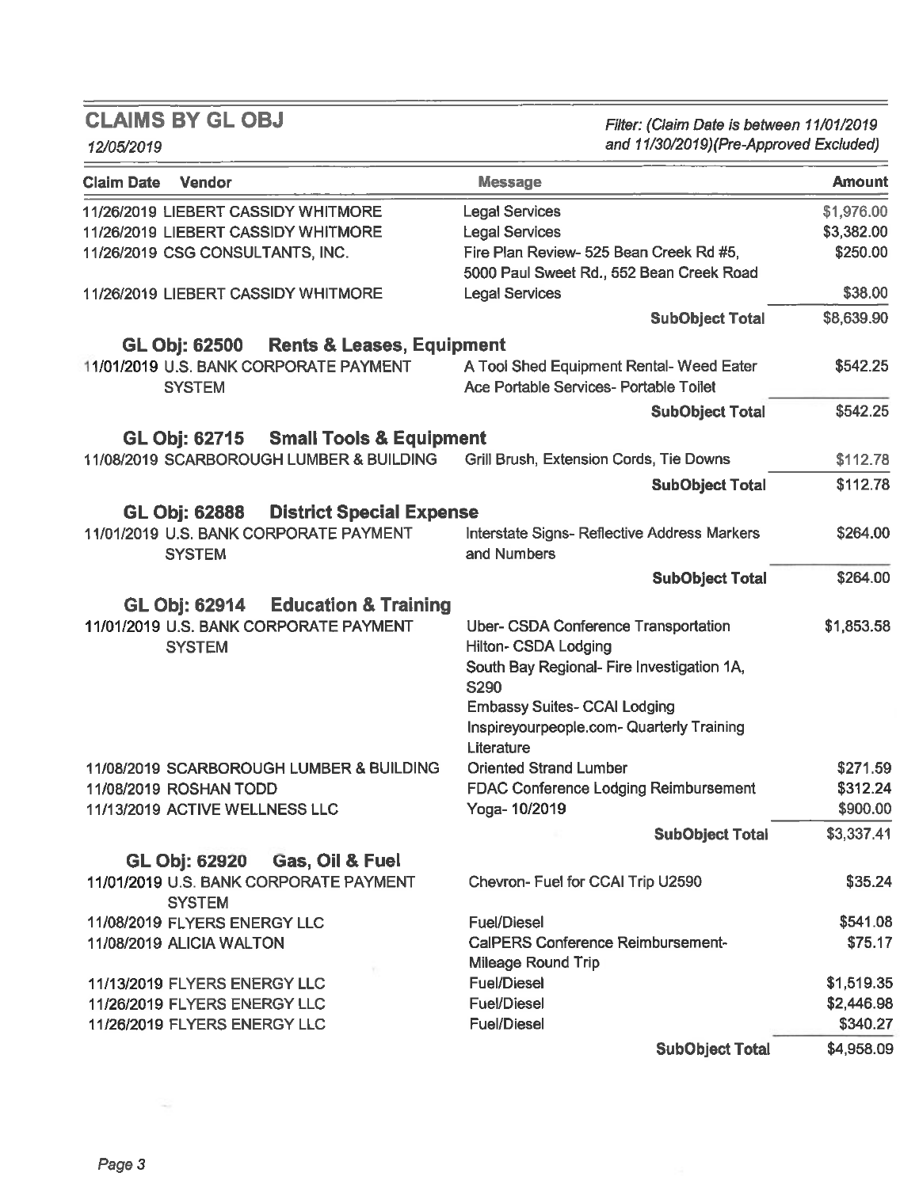## CLAIMS BY GL OBJ

*12/05/2019*

*Filter: (Claim Date is between 11/01/2019 and 11/30/2019)(Pre-Approved Excluded)*

| Claim Date | Vendor | Message | Amount |
|---|---|---|---|
| 11/26/2019 | LIEBERT CASSIDY WHITMORE | Legal Services | $1,976.00 |
| 11/26/2019 | LIEBERT CASSIDY WHITMORE | Legal Services | $3,382.00 |
| 11/26/2019 | CSG CONSULTANTS, INC. | Fire Plan Review- 525 Bean Creek Rd #5, 5000 Paul Sweet Rd., 552 Bean Creek Road | $250.00 |
| 11/26/2019 | LIEBERT CASSIDY WHITMORE | Legal Services | $38.00 |
| | | **SubObject Total** | $8,639.90 |
| **GL Obj: 62500** | **Rents & Leases, Equipment** | | |
| 11/01/2019 | U.S. BANK CORPORATE PAYMENT SYSTEM | A Tool Shed Equipment Rental- Weed Eater<br>Ace Portable Services- Portable Toilet | $542.25 |
| | | **SubObject Total** | $542.25 |
| **GL Obj: 62715** | **Small Tools & Equipment** | | |
| 11/08/2019 | SCARBOROUGH LUMBER & BUILDING | Grill Brush, Extension Cords, Tie Downs | $112.78 |
| | | **SubObject Total** | $112.78 |
| **GL Obj: 62888** | **District Special Expense** | | |
| 11/01/2019 | U.S. BANK CORPORATE PAYMENT SYSTEM | Interstate Signs- Reflective Address Markers and Numbers | $264.00 |
| | | **SubObject Total** | $264.00 |
| **GL Obj: 62914** | **Education & Training** | | |
| 11/01/2019 | U.S. BANK CORPORATE PAYMENT SYSTEM | Uber- CSDA Conference Transportation<br>Hilton- CSDA Lodging<br>South Bay Regional- Fire Investigation 1A, S290<br>Embassy Suites- CCAI Lodging<br>Inspireyourpeople.com- Quarterly Training Literature | $1,853.58 |
| 11/08/2019 | SCARBOROUGH LUMBER & BUILDING | Oriented Strand Lumber | $271.59 |
| 11/08/2019 | ROSHAN TODD | FDAC Conference Lodging Reimbursement | $312.24 |
| 11/13/2019 | ACTIVE WELLNESS LLC | Yoga- 10/2019 | $900.00 |
| | | **SubObject Total** | $3,337.41 |
| **GL Obj: 62920** | **Gas, Oil & Fuel** | | |
| 11/01/2019 | U.S. BANK CORPORATE PAYMENT SYSTEM | Chevron- Fuel for CCAI Trip U2590 | $35.24 |
| 11/08/2019 | FLYERS ENERGY LLC | Fuel/Diesel | $541.08 |
| 11/08/2019 | ALICIA WALTON | CalPERS Conference Reimbursement- Mileage Round Trip | $75.17 |
| 11/13/2019 | FLYERS ENERGY LLC | Fuel/Diesel | $1,519.35 |
| 11/26/2019 | FLYERS ENERGY LLC | Fuel/Diesel | $2,446.98 |
| 11/26/2019 | FLYERS ENERGY LLC | Fuel/Diesel | $340.27 |
| | | **SubObject Total** | $4,958.09 |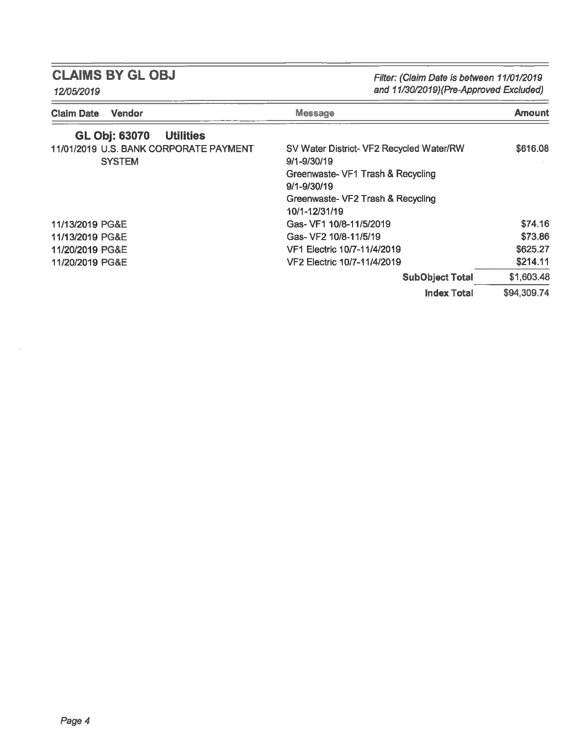## CLAIMS BY GL OBJ

*12/05/2019*

*Filter: (Claim Date is between 11/01/2019 and 11/30/2019)(Pre-Approved Excluded)*

| Claim Date | Vendor | Message | Amount |
|---|---|---|---|
| **GL Obj: 63070** | **Utilities** | | |
| 11/01/2019 | U.S. BANK CORPORATE PAYMENT SYSTEM | SV Water District- VF2 Recycled Water/RW 9/1-9/30/19 | $616.08 |
| | | Greenwaste- VF1 Trash & Recycling 9/1-9/30/19 | |
| | | Greenwaste- VF2 Trash & Recycling 10/1-12/31/19 | |
| 11/13/2019 | PG&E | Gas- VF1 10/8-11/5/2019 | $74.16 |
| 11/13/2019 | PG&E | Gas- VF2 10/8-11/5/19 | $73.86 |
| 11/20/2019 | PG&E | VF1 Electric 10/7-11/4/2019 | $625.27 |
| 11/20/2019 | PG&E | VF2 Electric 10/7-11/4/2019 | $214.11 |
| | | **SubObject Total** | $1,603.48 |
| | | **Index Total** | $94,309.74 |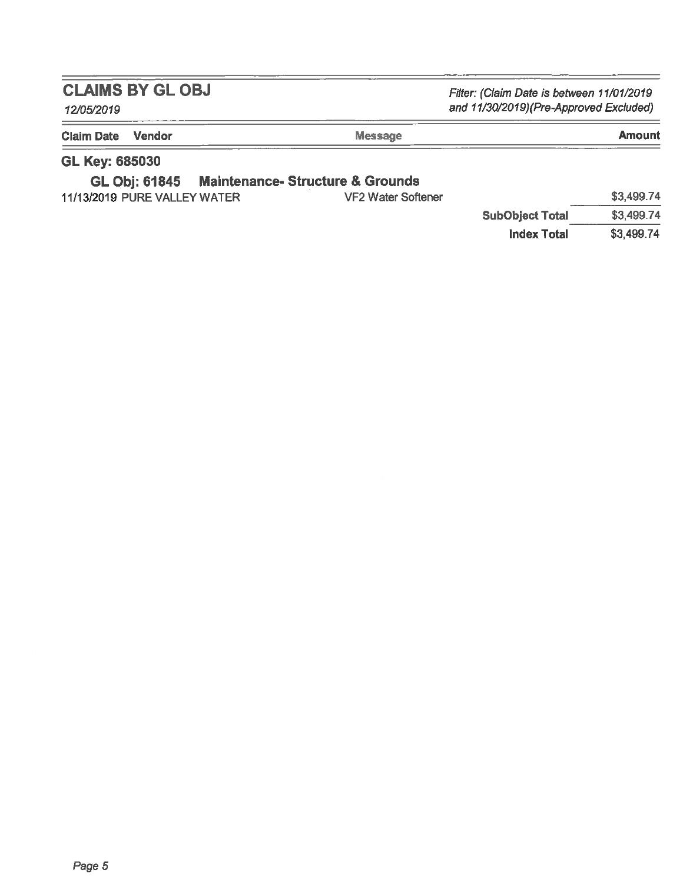## CLAIMS BY GL OBJ

*12/05/2019*

*Filter: (Claim Date is between 11/01/2019 and 11/30/2019)(Pre-Approved Excluded)*

| Claim Date | Vendor | Message | | Amount |
|---|---|---|---|---|
| **GL Key: 685030** | | | | |
| **GL Obj: 61845** | **Maintenance- Structure & Grounds** | | | |
| 11/13/2019 | PURE VALLEY WATER | VF2 Water Softener | | $3,499.74 |
| | | | **SubObject Total** | $3,499.74 |
| | | | **Index Total** | $3,499.74 |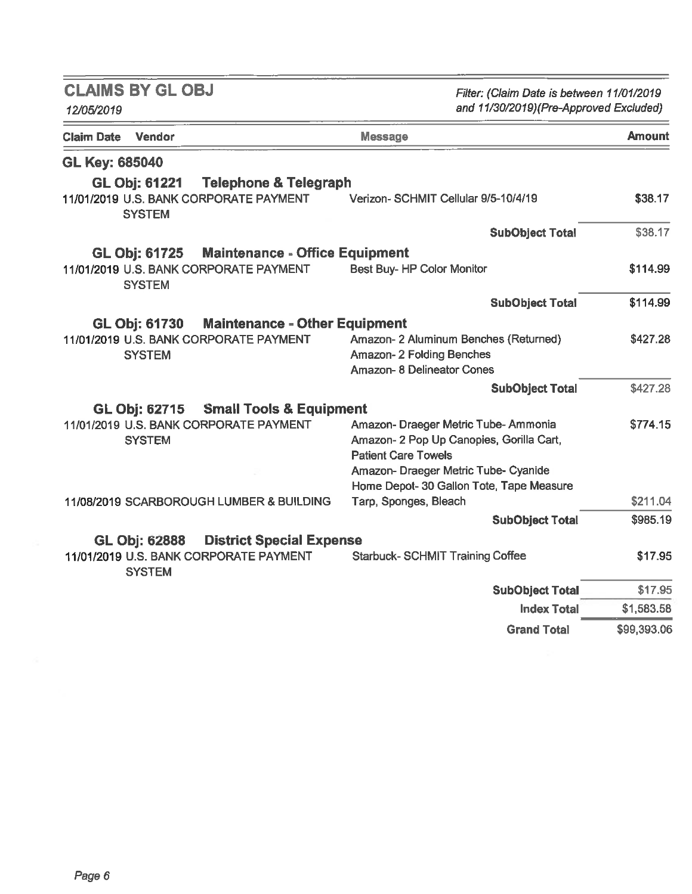## CLAIMS BY GL OBJ

*12/05/2019*

*Filter: (Claim Date is between 11/01/2019 and 11/30/2019)(Pre-Approved Excluded)*

| Claim Date | Vendor | Message | Amount |
|---|---|---|---|
| **GL Key: 685040** | | | |
| **GL Obj: 61221 Telephone & Telegraph** | | | |
| 11/01/2019 | U.S. BANK CORPORATE PAYMENT SYSTEM | Verizon- SCHMIT Cellular 9/5-10/4/19 | $38.17 |
| | | **SubObject Total** | $38.17 |
| **GL Obj: 61725 Maintenance - Office Equipment** | | | |
| 11/01/2019 | U.S. BANK CORPORATE PAYMENT SYSTEM | Best Buy- HP Color Monitor | $114.99 |
| | | **SubObject Total** | $114.99 |
| **GL Obj: 61730 Maintenance - Other Equipment** | | | |
| 11/01/2019 | U.S. BANK CORPORATE PAYMENT SYSTEM | Amazon- 2 Aluminum Benches (Returned)<br>Amazon- 2 Folding Benches<br>Amazon- 8 Delineator Cones | $427.28 |
| | | **SubObject Total** | $427.28 |
| **GL Obj: 62715 Small Tools & Equipment** | | | |
| 11/01/2019 | U.S. BANK CORPORATE PAYMENT SYSTEM | Amazon- Draeger Metric Tube- Ammonia<br>Amazon- 2 Pop Up Canopies, Gorilla Cart, Patient Care Towels<br>Amazon- Draeger Metric Tube- Cyanide<br>Home Depot- 30 Gallon Tote, Tape Measure | $774.15 |
| 11/08/2019 | SCARBOROUGH LUMBER & BUILDING | Tarp, Sponges, Bleach | $211.04 |
| | | **SubObject Total** | $985.19 |
| **GL Obj: 62888 District Special Expense** | | | |
| 11/01/2019 | U.S. BANK CORPORATE PAYMENT SYSTEM | Starbuck- SCHMIT Training Coffee | $17.95 |
| | | **SubObject Total** | $17.95 |
| | | **Index Total** | $1,583.58 |
| | | **Grand Total** | $99,393.06 |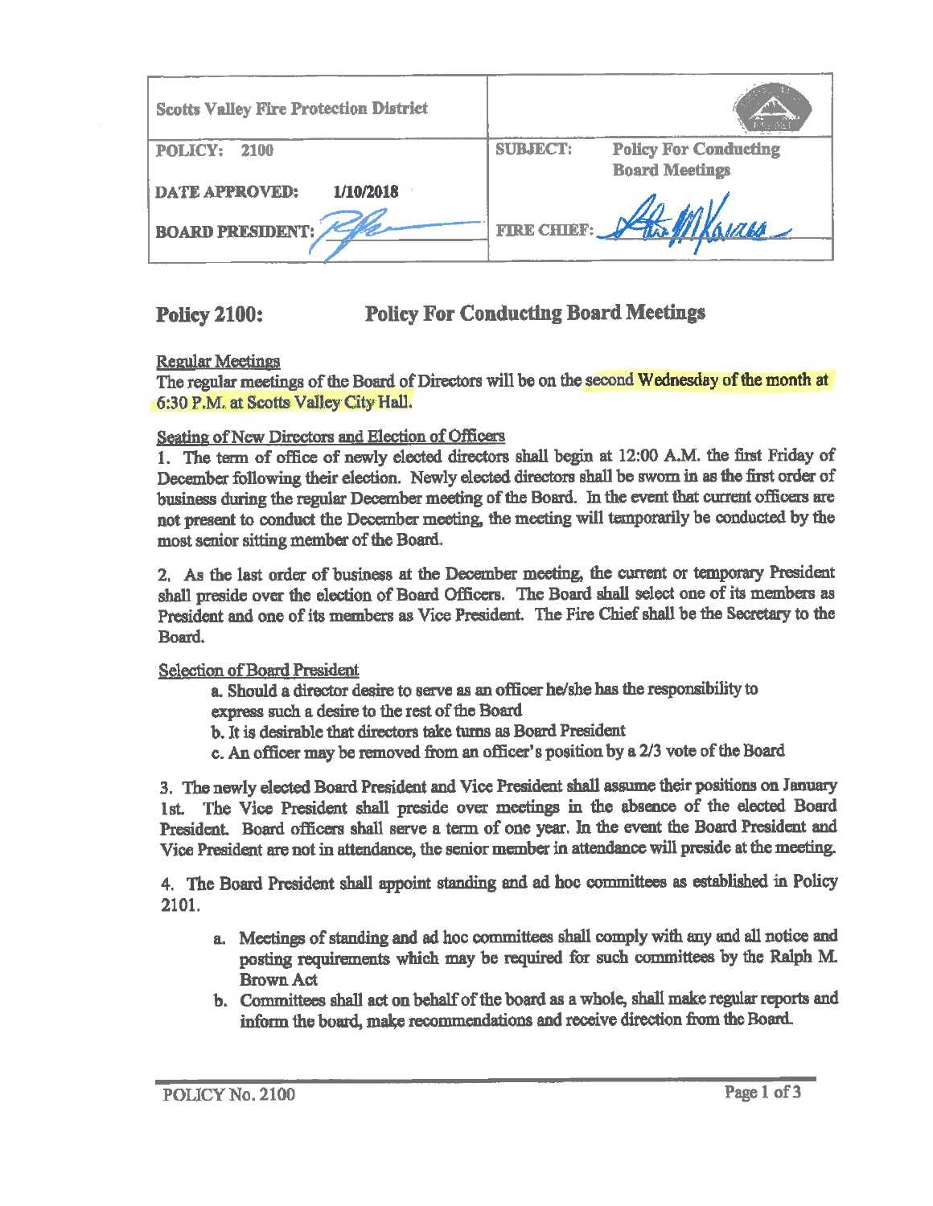| Scotts Valley Fire Protection District | |
|---|---|
| POLICY: 2100 | SUBJECT: Policy For Conducting Board Meetings |
| DATE APPROVED: 1/10/2018 | |
| BOARD PRESIDENT: | FIRE CHIEF: |

# Policy 2100: Policy For Conducting Board Meetings

Regular Meetings

The regular meetings of the Board of Directors will be on the second Wednesday of the month at 6:30 P.M. at Scotts Valley City Hall.

Seating of New Directors and Election of Officers

1. The term of office of newly elected directors shall begin at 12:00 A.M. the first Friday of December following their election. Newly elected directors shall be sworn in as the first order of business during the regular December meeting of the Board. In the event that current officers are not present to conduct the December meeting, the meeting will temporarily be conducted by the most senior sitting member of the Board.

2. As the last order of business at the December meeting, the current or temporary President shall preside over the election of Board Officers. The Board shall select one of its members as President and one of its members as Vice President. The Fire Chief shall be the Secretary to the Board.

Selection of Board President

a. Should a director desire to serve as an officer he/she has the responsibility to express such a desire to the rest of the Board

b. It is desirable that directors take turns as Board President

c. An officer may be removed from an officer's position by a 2/3 vote of the Board

3. The newly elected Board President and Vice President shall assume their positions on January 1st. The Vice President shall preside over meetings in the absence of the elected Board President. Board officers shall serve a term of one year. In the event the Board President and Vice President are not in attendance, the senior member in attendance will preside at the meeting.

4. The Board President shall appoint standing and ad hoc committees as established in Policy 2101.

a. Meetings of standing and ad hoc committees shall comply with any and all notice and posting requirements which may be required for such committees by the Ralph M. Brown Act

b. Committees shall act on behalf of the board as a whole, shall make regular reports and inform the board, make recommendations and receive direction from the Board.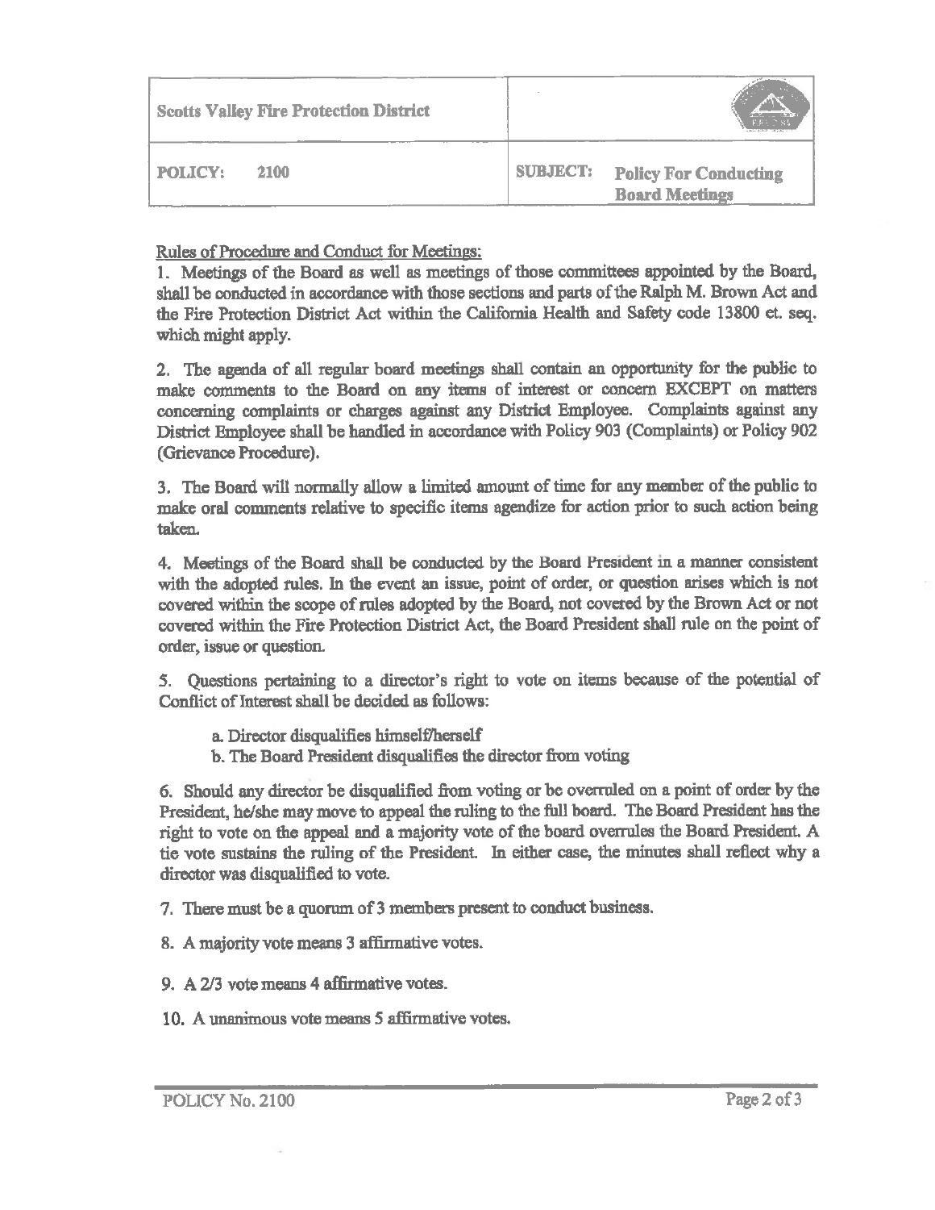| Scotts Valley Fire Protection District | |
| --- | --- |
| POLICY: 2100 | SUBJECT: Policy For Conducting Board Meetings |

Rules of Procedure and Conduct for Meetings:

1. Meetings of the Board as well as meetings of those committees appointed by the Board, shall be conducted in accordance with those sections and parts of the Ralph M. Brown Act and the Fire Protection District Act within the California Health and Safety code 13800 et. seq. which might apply.

2. The agenda of all regular board meetings shall contain an opportunity for the public to make comments to the Board on any items of interest or concern EXCEPT on matters concerning complaints or charges against any District Employee. Complaints against any District Employee shall be handled in accordance with Policy 903 (Complaints) or Policy 902 (Grievance Procedure).

3. The Board will normally allow a limited amount of time for any member of the public to make oral comments relative to specific items agendize for action prior to such action being taken.

4. Meetings of the Board shall be conducted by the Board President in a manner consistent with the adopted rules. In the event an issue, point of order, or question arises which is not covered within the scope of rules adopted by the Board, not covered by the Brown Act or not covered within the Fire Protection District Act, the Board President shall rule on the point of order, issue or question.

5. Questions pertaining to a director's right to vote on items because of the potential of Conflict of Interest shall be decided as follows:

   a. Director disqualifies himself/herself
   b. The Board President disqualifies the director from voting

6. Should any director be disqualified from voting or be overruled on a point of order by the President, he/she may move to appeal the ruling to the full board. The Board President has the right to vote on the appeal and a majority vote of the board overrules the Board President. A tie vote sustains the ruling of the President. In either case, the minutes shall reflect why a director was disqualified to vote.

7. There must be a quorum of 3 members present to conduct business.

8. A majority vote means 3 affirmative votes.

9. A 2/3 vote means 4 affirmative votes.

10. A unanimous vote means 5 affirmative votes.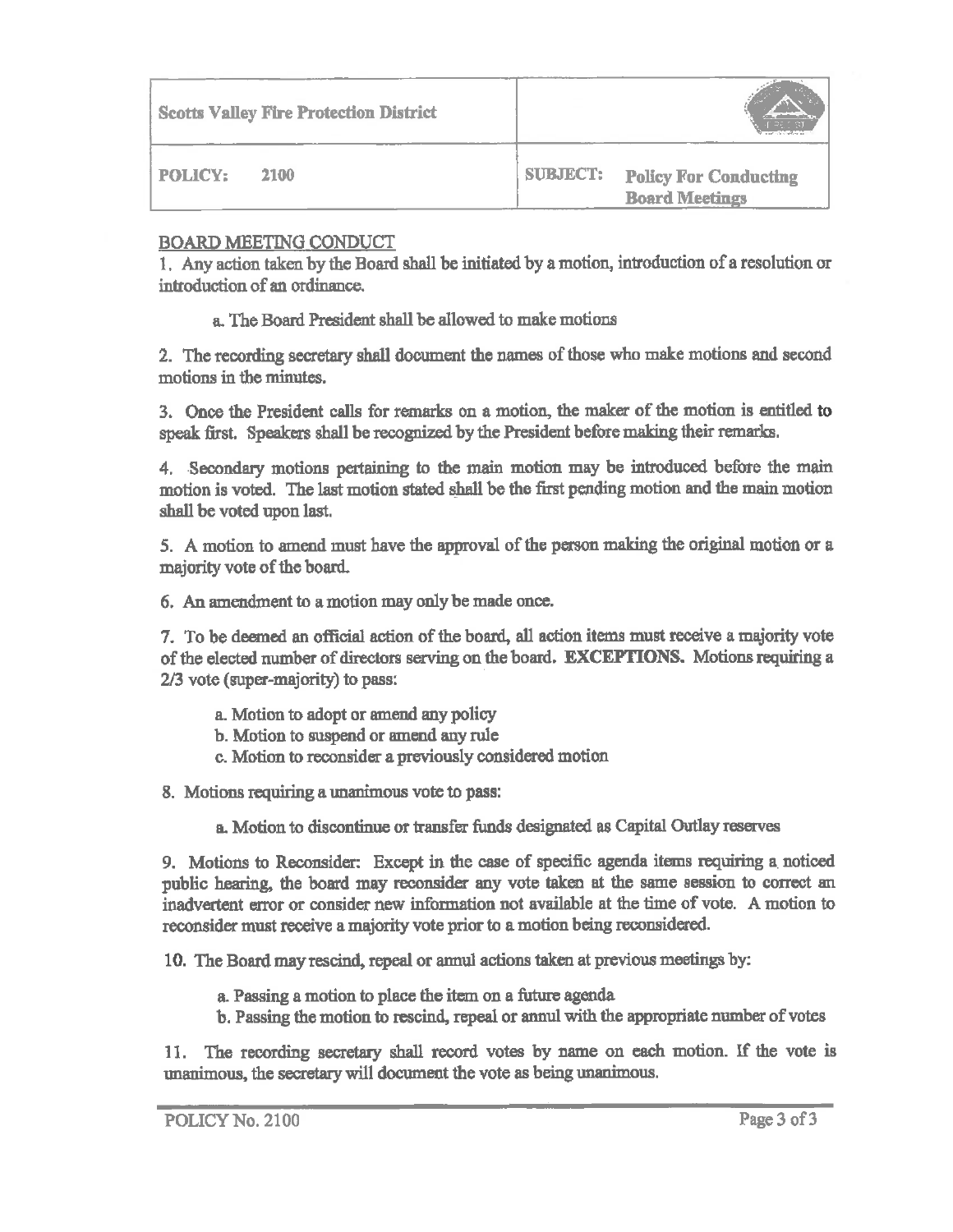## BOARD MEETING CONDUCT

1. Any action taken by the Board shall be initiated by a motion, introduction of a resolution or introduction of an ordinance.

    a. The Board President shall be allowed to make motions

2. The recording secretary shall document the names of those who make motions and second motions in the minutes.

3. Once the President calls for remarks on a motion, the maker of the motion is entitled to speak first. Speakers shall be recognized by the President before making their remarks.

4. Secondary motions pertaining to the main motion may be introduced before the main motion is voted. The last motion stated shall be the first pending motion and the main motion shall be voted upon last.

5. A motion to amend must have the approval of the person making the original motion or a majority vote of the board.

6. An amendment to a motion may only be made once.

7. To be deemed an official action of the board, all action items must receive a majority vote of the elected number of directors serving on the board. **EXCEPTIONS.** Motions requiring a 2/3 vote (super-majority) to pass:

    a. Motion to adopt or amend any policy
    b. Motion to suspend or amend any rule
    c. Motion to reconsider a previously considered motion

8. Motions requiring a unanimous vote to pass:

    a. Motion to discontinue or transfer funds designated as Capital Outlay reserves

9. Motions to Reconsider: Except in the case of specific agenda items requiring a noticed public hearing, the board may reconsider any vote taken at the same session to correct an inadvertent error or consider new information not available at the time of vote. A motion to reconsider must receive a majority vote prior to a motion being reconsidered.

10. The Board may rescind, repeal or annul actions taken at previous meetings by:

    a. Passing a motion to place the item on a future agenda
    b. Passing the motion to rescind, repeal or annul with the appropriate number of votes

11. The recording secretary shall record votes by name on each motion. If the vote is unanimous, the secretary will document the vote as being unanimous.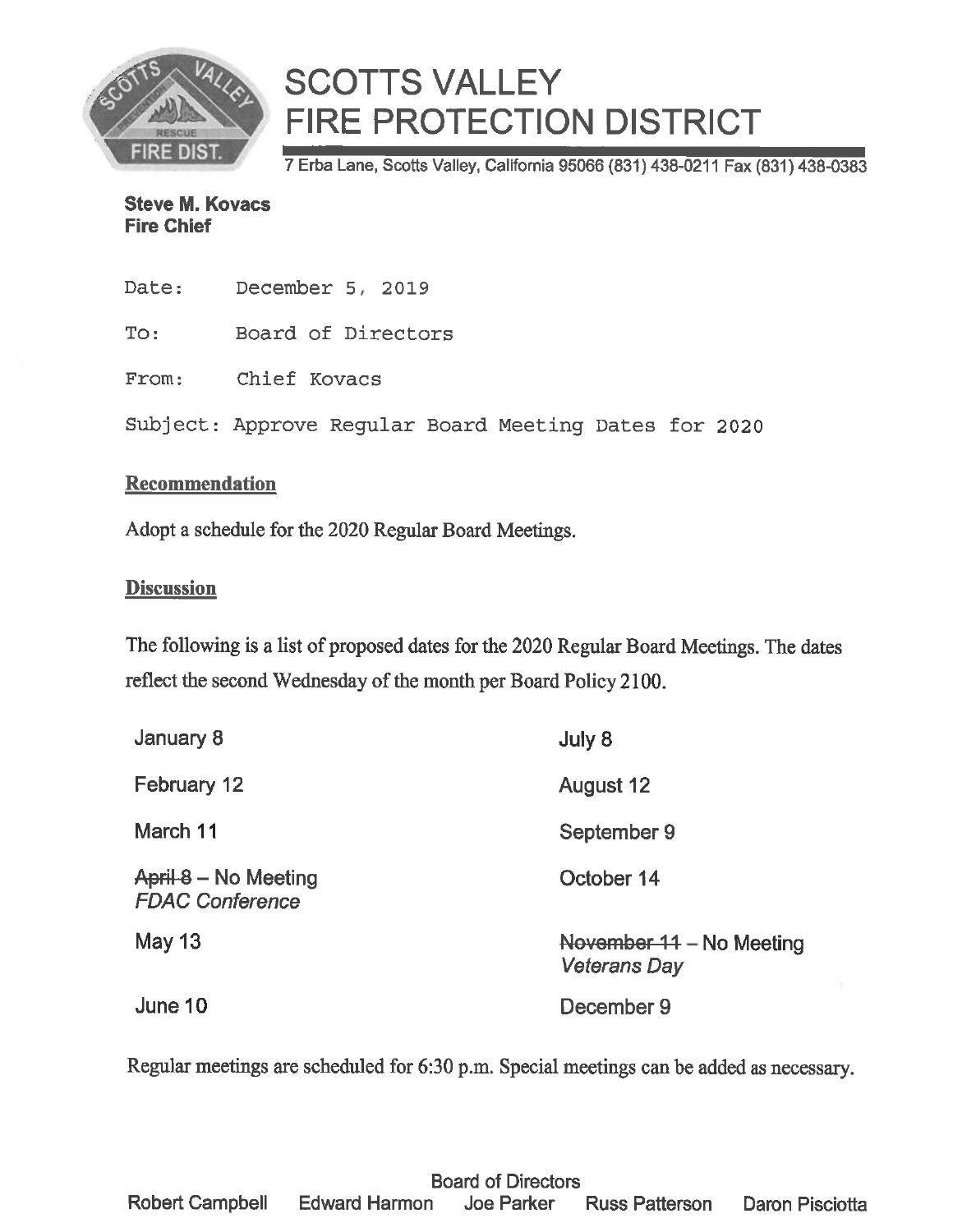# SCOTTS VALLEY FIRE PROTECTION DISTRICT

7 Erba Lane, Scotts Valley, California 95066 (831) 438-0211 Fax (831) 438-0383

**Steve M. Kovacs**
**Fire Chief**

Date: December 5, 2019

To: Board of Directors

From: Chief Kovacs

Subject: Approve Regular Board Meeting Dates for 2020

## Recommendation

Adopt a schedule for the 2020 Regular Board Meetings.

## Discussion

The following is a list of proposed dates for the 2020 Regular Board Meetings. The dates reflect the second Wednesday of the month per Board Policy 2100.

| | |
|---|---|
| January 8 | July 8 |
| February 12 | August 12 |
| March 11 | September 9 |
| ~~April 8~~ – No Meeting *FDAC Conference* | October 14 |
| May 13 | ~~November 11~~ – No Meeting *Veterans Day* |
| June 10 | December 9 |

Regular meetings are scheduled for 6:30 p.m. Special meetings can be added as necessary.

Board of Directors
Robert Campbell  Edward Harmon  Joe Parker  Russ Patterson  Daron Pisciotta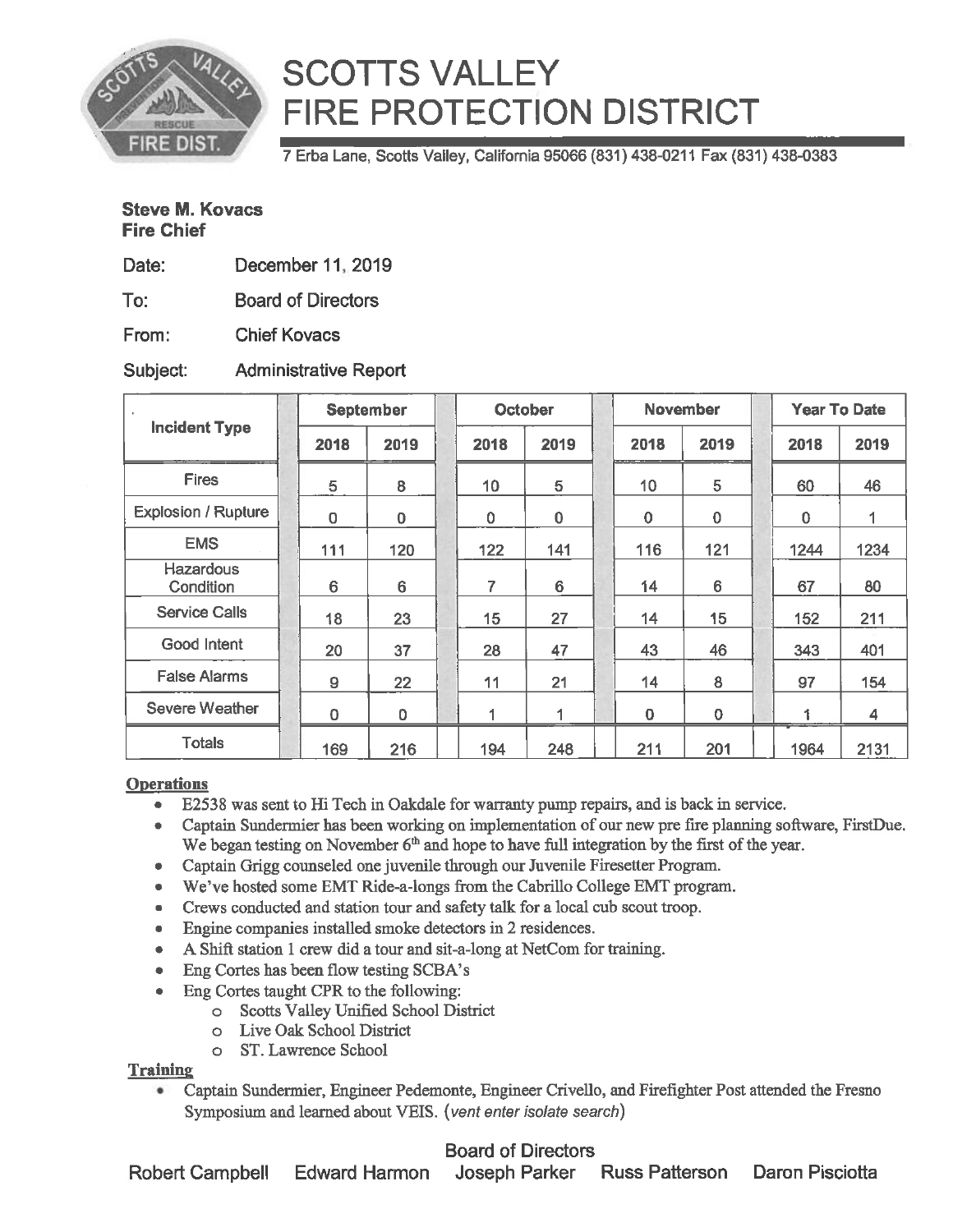# SCOTTS VALLEY FIRE PROTECTION DISTRICT

7 Erba Lane, Scotts Valley, California 95066 (831) 438-0211 Fax (831) 438-0383

**Steve M. Kovacs**
**Fire Chief**

Date: December 11, 2019

To: Board of Directors

From: Chief Kovacs

Subject: Administrative Report

| Incident Type | September | | October | | November | | Year To Date | |
|---|---|---|---|---|---|---|---|---|
| | 2018 | 2019 | 2018 | 2019 | 2018 | 2019 | 2018 | 2019 |
| Fires | 5 | 8 | 10 | 5 | 10 | 5 | 60 | 46 |
| Explosion / Rupture | 0 | 0 | 0 | 0 | 0 | 0 | 0 | 1 |
| EMS | 111 | 120 | 122 | 141 | 116 | 121 | 1244 | 1234 |
| Hazardous Condition | 6 | 6 | 7 | 6 | 14 | 6 | 67 | 80 |
| Service Calls | 18 | 23 | 15 | 27 | 14 | 15 | 152 | 211 |
| Good Intent | 20 | 37 | 28 | 47 | 43 | 46 | 343 | 401 |
| False Alarms | 9 | 22 | 11 | 21 | 14 | 8 | 97 | 154 |
| Severe Weather | 0 | 0 | 1 | 1 | 0 | 0 | 1 | 4 |
| Totals | 169 | 216 | 194 | 248 | 211 | 201 | 1964 | 2131 |

**Operations**

- E2538 was sent to Hi Tech in Oakdale for warranty pump repairs, and is back in service.
- Captain Sundermier has been working on implementation of our new pre fire planning software, FirstDue. We began testing on November 6th and hope to have full integration by the first of the year.
- Captain Grigg counseled one juvenile through our Juvenile Firesetter Program.
- We've hosted some EMT Ride-a-longs from the Cabrillo College EMT program.
- Crews conducted and station tour and safety talk for a local cub scout troop.
- Engine companies installed smoke detectors in 2 residences.
- A Shift station 1 crew did a tour and sit-a-long at NetCom for training.
- Eng Cortes has been flow testing SCBA's
- Eng Cortes taught CPR to the following:
  - Scotts Valley Unified School District
  - Live Oak School District
  - ST. Lawrence School

**Training**

- Captain Sundermier, Engineer Pedemonte, Engineer Crivello, and Firefighter Post attended the Fresno Symposium and learned about VEIS. (*vent enter isolate search*)

Board of Directors

Robert Campbell   Edward Harmon   Joseph Parker   Russ Patterson   Daron Pisciotta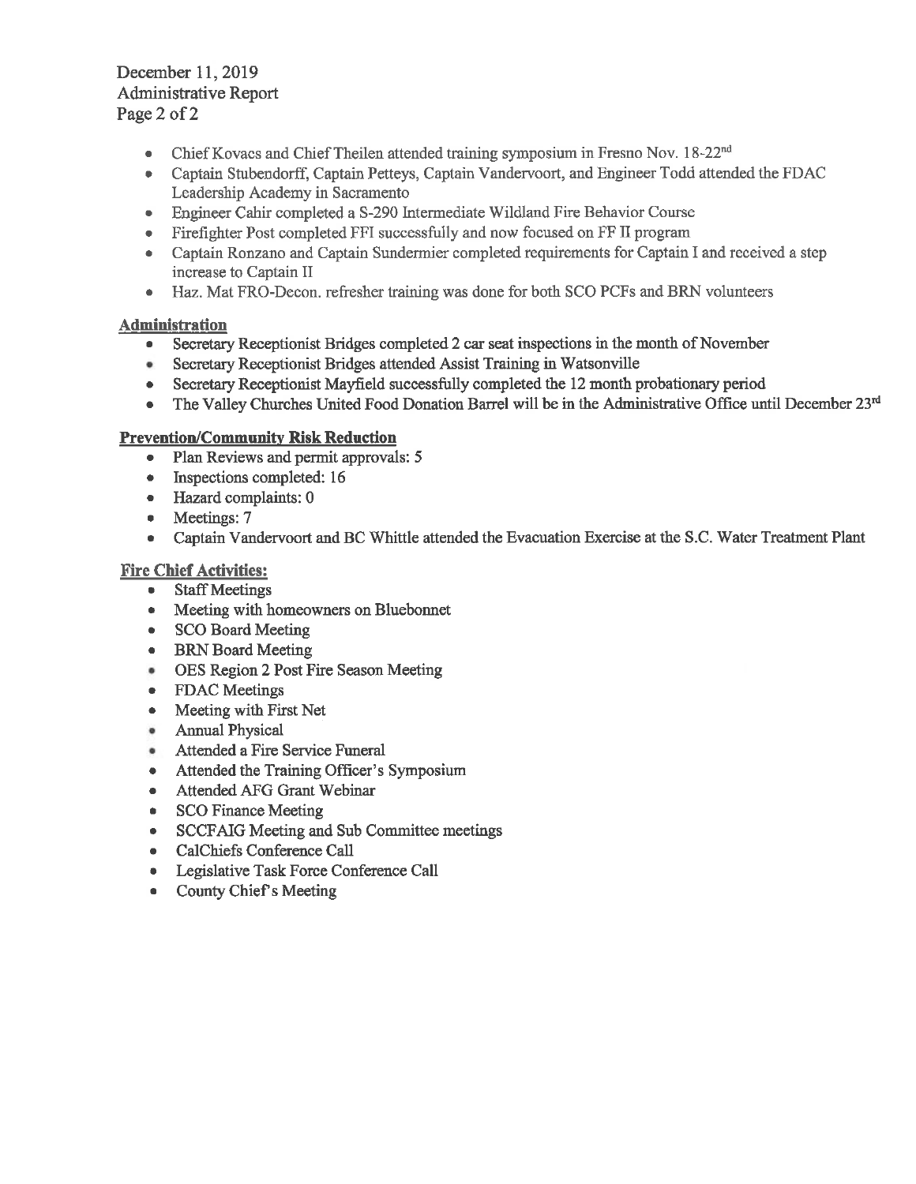December 11, 2019
Administrative Report

- Chief Kovacs and Chief Theilen attended training symposium in Fresno Nov. 18-22nd
- Captain Stubendorff, Captain Petteys, Captain Vandervoort, and Engineer Todd attended the FDAC Leadership Academy in Sacramento
- Engineer Cahir completed a S-290 Intermediate Wildland Fire Behavior Course
- Firefighter Post completed FFI successfully and now focused on FF II program
- Captain Ronzano and Captain Sundermier completed requirements for Captain I and received a step increase to Captain II
- Haz. Mat FRO-Decon. refresher training was done for both SCO PCFs and BRN volunteers

**Administration**

- Secretary Receptionist Bridges completed 2 car seat inspections in the month of November
- Secretary Receptionist Bridges attended Assist Training in Watsonville
- Secretary Receptionist Mayfield successfully completed the 12 month probationary period
- The Valley Churches United Food Donation Barrel will be in the Administrative Office until December 23rd

**Prevention/Community Risk Reduction**

- Plan Reviews and permit approvals: 5
- Inspections completed: 16
- Hazard complaints: 0
- Meetings: 7
- Captain Vandervoort and BC Whittle attended the Evacuation Exercise at the S.C. Water Treatment Plant

**Fire Chief Activities:**

- Staff Meetings
- Meeting with homeowners on Bluebonnet
- SCO Board Meeting
- BRN Board Meeting
- OES Region 2 Post Fire Season Meeting
- FDAC Meetings
- Meeting with First Net
- Annual Physical
- Attended a Fire Service Funeral
- Attended the Training Officer's Symposium
- Attended AFG Grant Webinar
- SCO Finance Meeting
- SCCFAIG Meeting and Sub Committee meetings
- CalChiefs Conference Call
- Legislative Task Force Conference Call
- County Chief's Meeting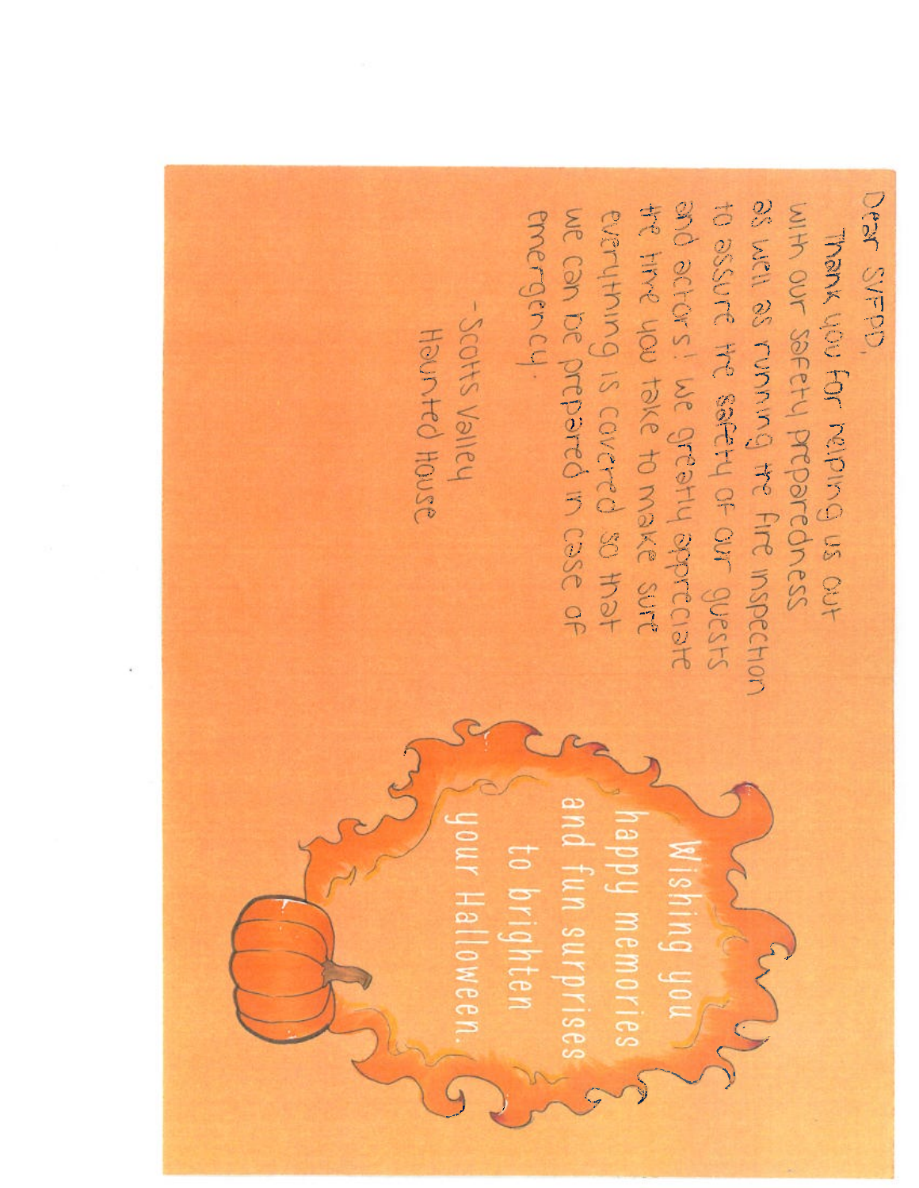Dear SVFPD,

Thank you for helping us out with our safety preparedness as well as running the fire inspection to assure the safety of our guests and actors! We greatly appreciate the time you take to make sure everything is covered so that we can be prepared in case of emergency.

-Scotts Valley
Haunted House

Wishing you happy memories and fun surprises to brighten your Halloween.